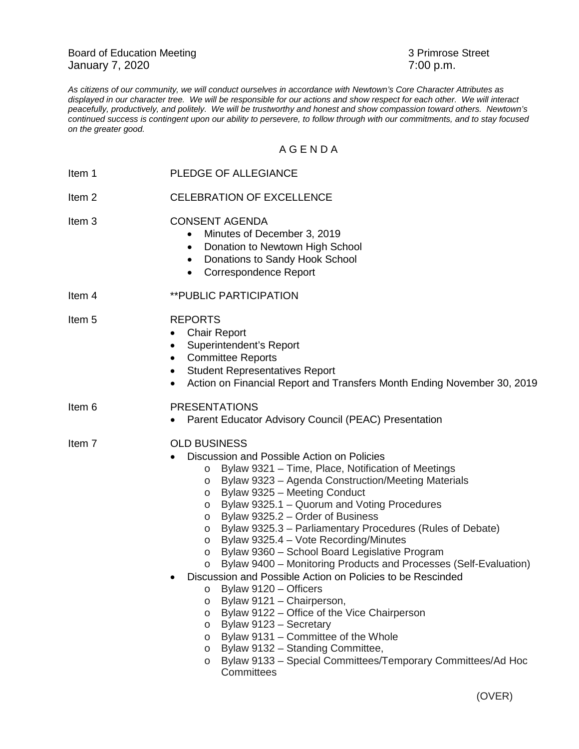Board of Education Meeting
January 7, 2020

3 Primrose Street
7:00 p.m.

*As citizens of our community, we will conduct ourselves in accordance with Newtown's Core Character Attributes as displayed in our character tree. We will be responsible for our actions and show respect for each other. We will interact peacefully, productively, and politely. We will be trustworthy and honest and show compassion toward others. Newtown's continued success is contingent upon our ability to persevere, to follow through with our commitments, and to stay focused on the greater good.*

## A G E N D A

Item 1 PLEDGE OF ALLEGIANCE

Item 2 CELEBRATION OF EXCELLENCE

Item 3 CONSENT AGENDA

- Minutes of December 3, 2019
- Donation to Newtown High School
- Donations to Sandy Hook School
- Correspondence Report

Item 4 **PUBLIC PARTICIPATION

Item 5 REPORTS

- Chair Report
- Superintendent's Report
- Committee Reports
- Student Representatives Report
- Action on Financial Report and Transfers Month Ending November 30, 2019

Item 6 PRESENTATIONS

- Parent Educator Advisory Council (PEAC) Presentation

Item 7 OLD BUSINESS

- Discussion and Possible Action on Policies
  - Bylaw 9321 – Time, Place, Notification of Meetings
  - Bylaw 9323 – Agenda Construction/Meeting Materials
  - Bylaw 9325 – Meeting Conduct
  - Bylaw 9325.1 – Quorum and Voting Procedures
  - Bylaw 9325.2 – Order of Business
  - Bylaw 9325.3 – Parliamentary Procedures (Rules of Debate)
  - Bylaw 9325.4 – Vote Recording/Minutes
  - Bylaw 9360 – School Board Legislative Program
  - Bylaw 9400 – Monitoring Products and Processes (Self-Evaluation)
- Discussion and Possible Action on Policies to be Rescinded
  - Bylaw 9120 – Officers
  - Bylaw 9121 – Chairperson,
  - Bylaw 9122 – Office of the Vice Chairperson
  - Bylaw 9123 – Secretary
  - Bylaw 9131 – Committee of the Whole
  - Bylaw 9132 – Standing Committee,
  - Bylaw 9133 – Special Committees/Temporary Committees/Ad Hoc Committees

(OVER)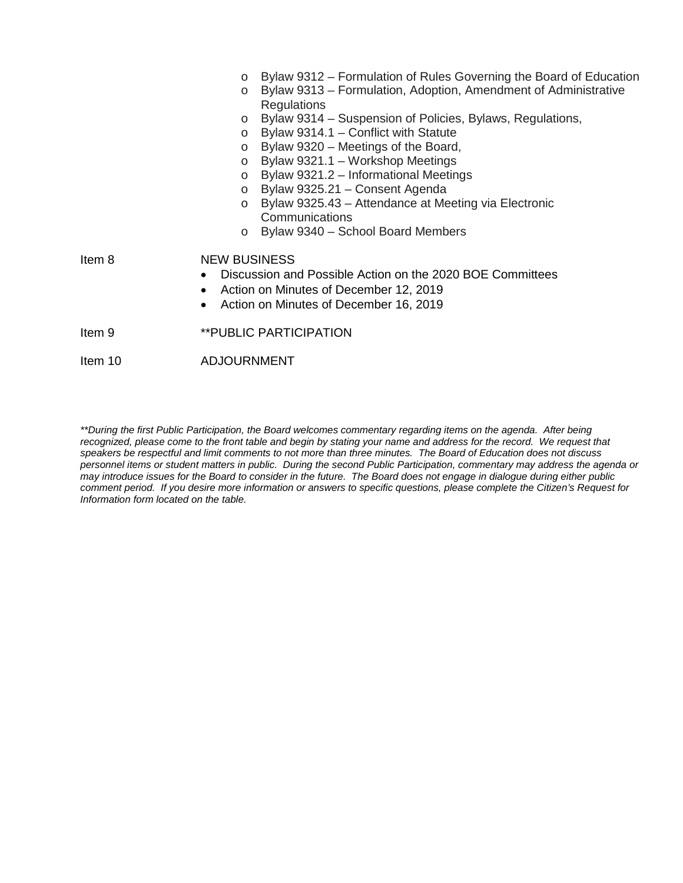- Bylaw 9312 – Formulation of Rules Governing the Board of Education
- Bylaw 9313 – Formulation, Adoption, Amendment of Administrative Regulations
- Bylaw 9314 – Suspension of Policies, Bylaws, Regulations,
- Bylaw 9314.1 – Conflict with Statute
- Bylaw 9320 – Meetings of the Board,
- Bylaw 9321.1 – Workshop Meetings
- Bylaw 9321.2 – Informational Meetings
- Bylaw 9325.21 – Consent Agenda
- Bylaw 9325.43 – Attendance at Meeting via Electronic Communications
- Bylaw 9340 – School Board Members

Item 8 NEW BUSINESS

- Discussion and Possible Action on the 2020 BOE Committees
- Action on Minutes of December 12, 2019
- Action on Minutes of December 16, 2019

Item 9 **PUBLIC PARTICIPATION

Item 10 ADJOURNMENT

*\*\*During the first Public Participation, the Board welcomes commentary regarding items on the agenda. After being recognized, please come to the front table and begin by stating your name and address for the record. We request that speakers be respectful and limit comments to not more than three minutes. The Board of Education does not discuss personnel items or student matters in public. During the second Public Participation, commentary may address the agenda or may introduce issues for the Board to consider in the future. The Board does not engage in dialogue during either public comment period. If you desire more information or answers to specific questions, please complete the Citizen's Request for Information form located on the table.*